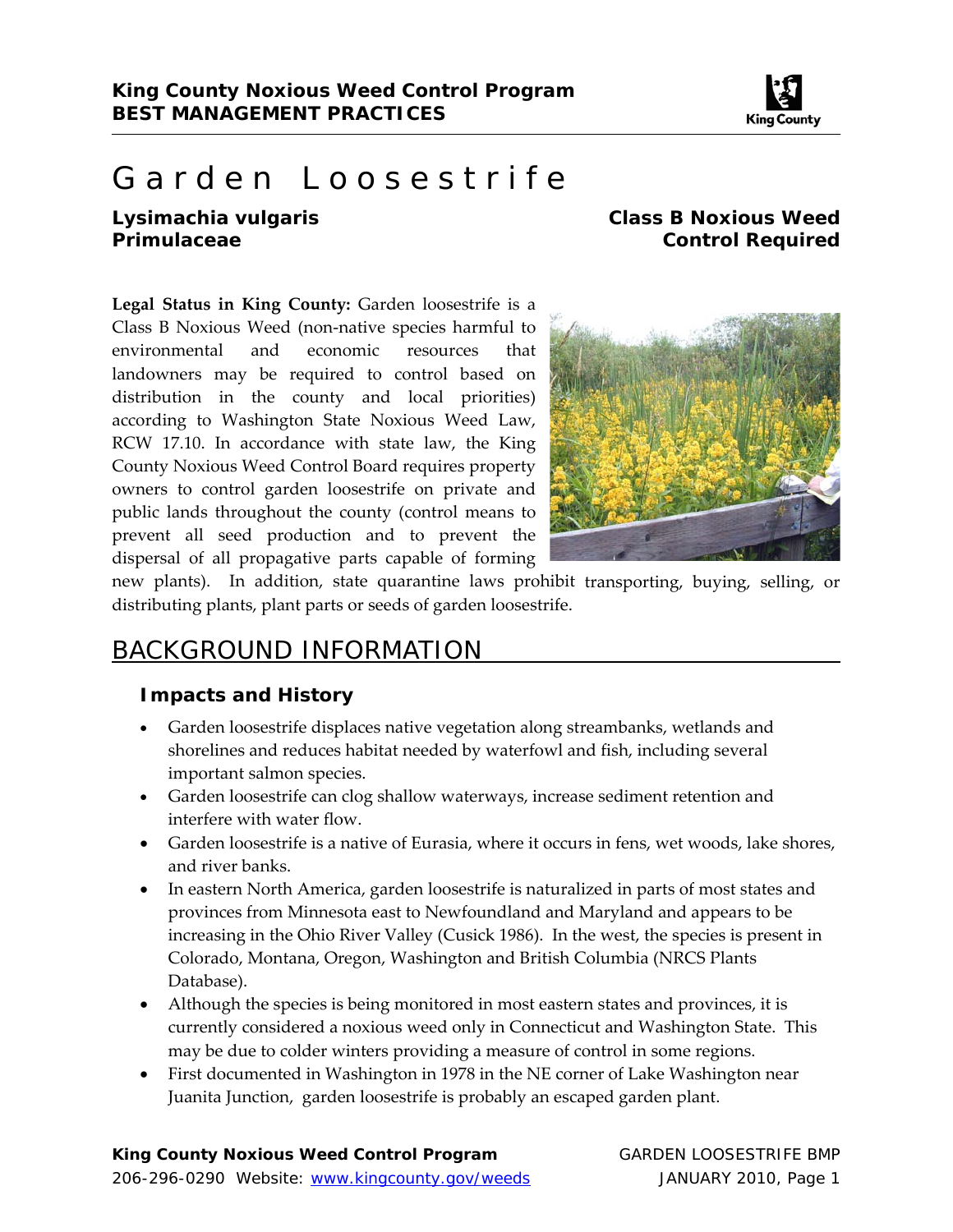# Garden Loosestrife

**Lysimachia vulgaris**
**Primulaceae**

**Class B Noxious Weed**
**Control Required**

**Legal Status in King County:** Garden loosestrife is a Class B Noxious Weed (non-native species harmful to environmental and economic resources that landowners may be required to control based on distribution in the county and local priorities) according to Washington State Noxious Weed Law, RCW 17.10. In accordance with state law, the King County Noxious Weed Control Board requires property owners to control garden loosestrife on private and public lands throughout the county (control means to prevent all seed production and to prevent the dispersal of all propagative parts capable of forming new plants). In addition, state quarantine laws prohibit transporting, buying, selling, or distributing plants, plant parts or seeds of garden loosestrife.

## BACKGROUND INFORMATION

### Impacts and History

- Garden loosestrife displaces native vegetation along streambanks, wetlands and shorelines and reduces habitat needed by waterfowl and fish, including several important salmon species.
- Garden loosestrife can clog shallow waterways, increase sediment retention and interfere with water flow.
- Garden loosestrife is a native of Eurasia, where it occurs in fens, wet woods, lake shores, and river banks.
- In eastern North America, garden loosestrife is naturalized in parts of most states and provinces from Minnesota east to Newfoundland and Maryland and appears to be increasing in the Ohio River Valley (Cusick 1986). In the west, the species is present in Colorado, Montana, Oregon, Washington and British Columbia (NRCS Plants Database).
- Although the species is being monitored in most eastern states and provinces, it is currently considered a noxious weed only in Connecticut and Washington State. This may be due to colder winters providing a measure of control in some regions.
- First documented in Washington in 1978 in the NE corner of Lake Washington near Juanita Junction, garden loosestrife is probably an escaped garden plant.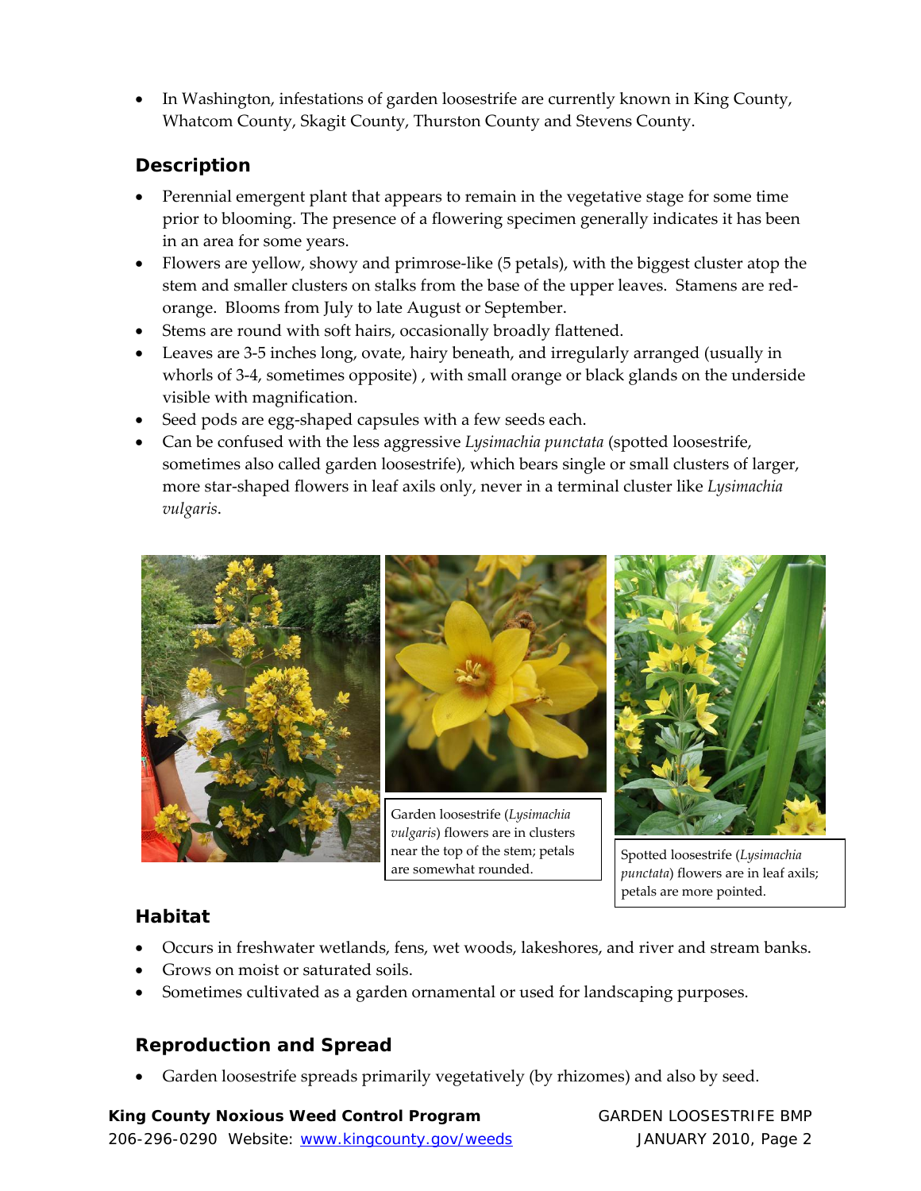- In Washington, infestations of garden loosestrife are currently known in King County, Whatcom County, Skagit County, Thurston County and Stevens County.

## Description

- Perennial emergent plant that appears to remain in the vegetative stage for some time prior to blooming. The presence of a flowering specimen generally indicates it has been in an area for some years.
- Flowers are yellow, showy and primrose-like (5 petals), with the biggest cluster atop the stem and smaller clusters on stalks from the base of the upper leaves. Stamens are red-orange. Blooms from July to late August or September.
- Stems are round with soft hairs, occasionally broadly flattened.
- Leaves are 3-5 inches long, ovate, hairy beneath, and irregularly arranged (usually in whorls of 3-4, sometimes opposite) , with small orange or black glands on the underside visible with magnification.
- Seed pods are egg-shaped capsules with a few seeds each.
- Can be confused with the less aggressive *Lysimachia punctata* (spotted loosestrife, sometimes also called garden loosestrife), which bears single or small clusters of larger, more star-shaped flowers in leaf axils only, never in a terminal cluster like *Lysimachia vulgaris*.

Garden loosestrife (*Lysimachia vulgaris*) flowers are in clusters near the top of the stem; petals are somewhat rounded.

Spotted loosestrife (*Lysimachia punctata*) flowers are in leaf axils; petals are more pointed.

## Habitat

- Occurs in freshwater wetlands, fens, wet woods, lakeshores, and river and stream banks.
- Grows on moist or saturated soils.
- Sometimes cultivated as a garden ornamental or used for landscaping purposes.

## Reproduction and Spread

- Garden loosestrife spreads primarily vegetatively (by rhizomes) and also by seed.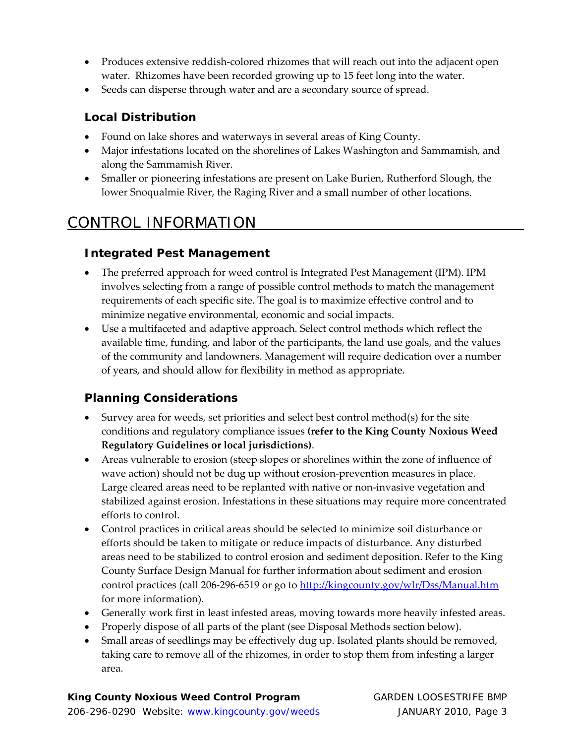- Produces extensive reddish-colored rhizomes that will reach out into the adjacent open water. Rhizomes have been recorded growing up to 15 feet long into the water.
- Seeds can disperse through water and are a secondary source of spread.

### Local Distribution

- Found on lake shores and waterways in several areas of King County.
- Major infestations located on the shorelines of Lakes Washington and Sammamish, and along the Sammamish River.
- Smaller or pioneering infestations are present on Lake Burien, Rutherford Slough, the lower Snoqualmie River, the Raging River and a small number of other locations.

## CONTROL INFORMATION

### Integrated Pest Management

- The preferred approach for weed control is Integrated Pest Management (IPM). IPM involves selecting from a range of possible control methods to match the management requirements of each specific site. The goal is to maximize effective control and to minimize negative environmental, economic and social impacts.
- Use a multifaceted and adaptive approach. Select control methods which reflect the available time, funding, and labor of the participants, the land use goals, and the values of the community and landowners. Management will require dedication over a number of years, and should allow for flexibility in method as appropriate.

### Planning Considerations

- Survey area for weeds, set priorities and select best control method(s) for the site conditions and regulatory compliance issues **(refer to the King County Noxious Weed Regulatory Guidelines or local jurisdictions)**.
- Areas vulnerable to erosion (steep slopes or shorelines within the zone of influence of wave action) should not be dug up without erosion-prevention measures in place. Large cleared areas need to be replanted with native or non-invasive vegetation and stabilized against erosion. Infestations in these situations may require more concentrated efforts to control.
- Control practices in critical areas should be selected to minimize soil disturbance or efforts should be taken to mitigate or reduce impacts of disturbance. Any disturbed areas need to be stabilized to control erosion and sediment deposition. Refer to the King County Surface Design Manual for further information about sediment and erosion control practices (call 206-296-6519 or go to http://kingcounty.gov/wlr/Dss/Manual.htm for more information).
- Generally work first in least infested areas, moving towards more heavily infested areas.
- Properly dispose of all parts of the plant (see Disposal Methods section below).
- Small areas of seedlings may be effectively dug up. Isolated plants should be removed, taking care to remove all of the rhizomes, in order to stop them from infesting a larger area.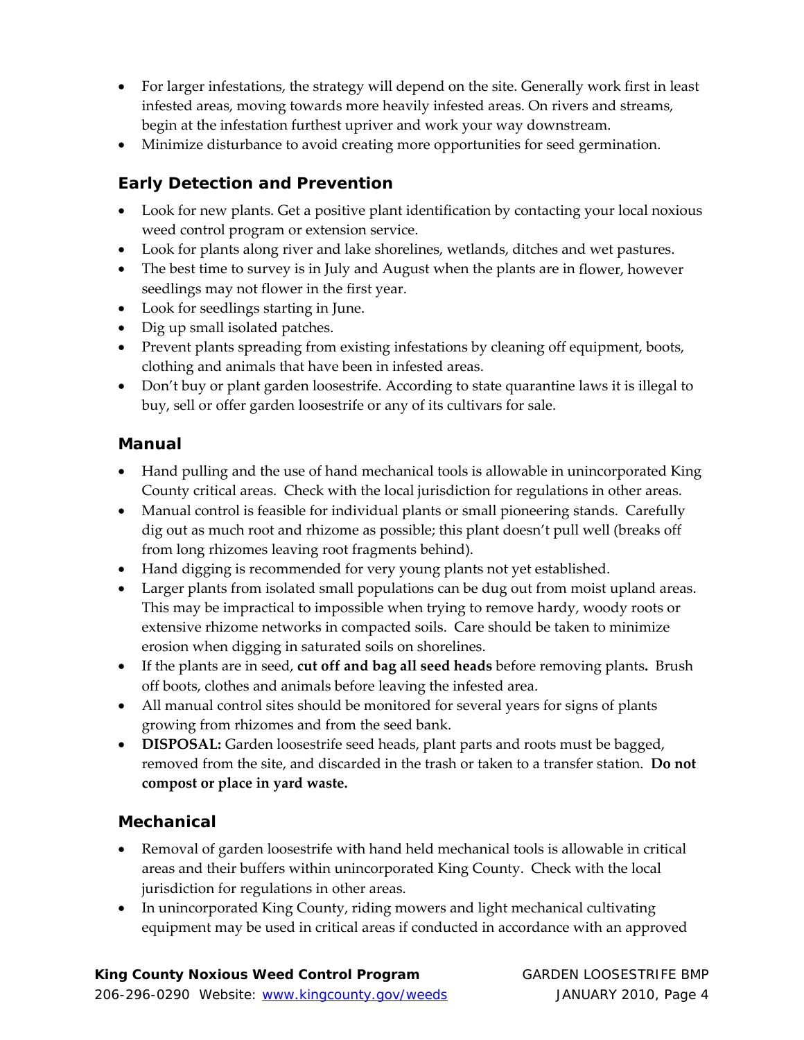- For larger infestations, the strategy will depend on the site. Generally work first in least infested areas, moving towards more heavily infested areas. On rivers and streams, begin at the infestation furthest upriver and work your way downstream.
- Minimize disturbance to avoid creating more opportunities for seed germination.

## Early Detection and Prevention

- Look for new plants. Get a positive plant identification by contacting your local noxious weed control program or extension service.
- Look for plants along river and lake shorelines, wetlands, ditches and wet pastures.
- The best time to survey is in July and August when the plants are in flower, however seedlings may not flower in the first year.
- Look for seedlings starting in June.
- Dig up small isolated patches.
- Prevent plants spreading from existing infestations by cleaning off equipment, boots, clothing and animals that have been in infested areas.
- Don't buy or plant garden loosestrife. According to state quarantine laws it is illegal to buy, sell or offer garden loosestrife or any of its cultivars for sale.

## Manual

- Hand pulling and the use of hand mechanical tools is allowable in unincorporated King County critical areas. Check with the local jurisdiction for regulations in other areas.
- Manual control is feasible for individual plants or small pioneering stands. Carefully dig out as much root and rhizome as possible; this plant doesn't pull well (breaks off from long rhizomes leaving root fragments behind).
- Hand digging is recommended for very young plants not yet established.
- Larger plants from isolated small populations can be dug out from moist upland areas. This may be impractical to impossible when trying to remove hardy, woody roots or extensive rhizome networks in compacted soils. Care should be taken to minimize erosion when digging in saturated soils on shorelines.
- If the plants are in seed, **cut off and bag all seed heads** before removing plants**.** Brush off boots, clothes and animals before leaving the infested area.
- All manual control sites should be monitored for several years for signs of plants growing from rhizomes and from the seed bank.
- **DISPOSAL:** Garden loosestrife seed heads, plant parts and roots must be bagged, removed from the site, and discarded in the trash or taken to a transfer station. **Do not compost or place in yard waste.**

## Mechanical

- Removal of garden loosestrife with hand held mechanical tools is allowable in critical areas and their buffers within unincorporated King County. Check with the local jurisdiction for regulations in other areas.
- In unincorporated King County, riding mowers and light mechanical cultivating equipment may be used in critical areas if conducted in accordance with an approved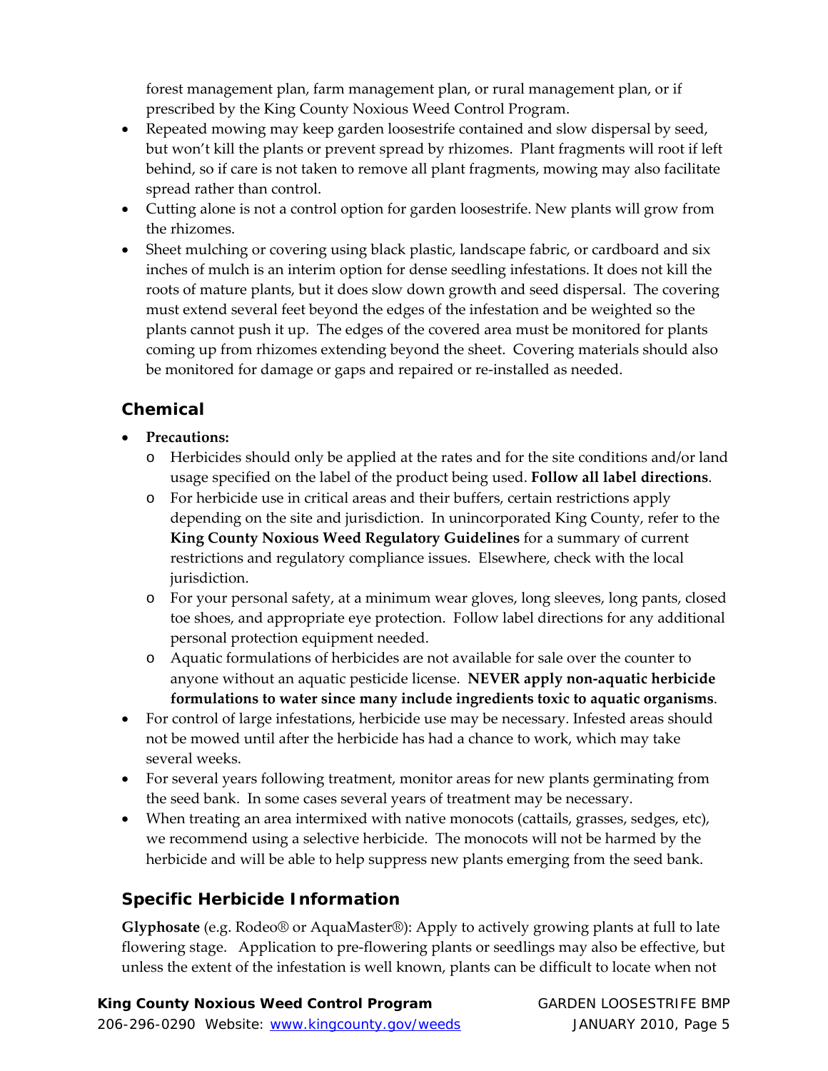forest management plan, farm management plan, or rural management plan, or if prescribed by the King County Noxious Weed Control Program.

- Repeated mowing may keep garden loosestrife contained and slow dispersal by seed, but won't kill the plants or prevent spread by rhizomes. Plant fragments will root if left behind, so if care is not taken to remove all plant fragments, mowing may also facilitate spread rather than control.
- Cutting alone is not a control option for garden loosestrife. New plants will grow from the rhizomes.
- Sheet mulching or covering using black plastic, landscape fabric, or cardboard and six inches of mulch is an interim option for dense seedling infestations. It does not kill the roots of mature plants, but it does slow down growth and seed dispersal. The covering must extend several feet beyond the edges of the infestation and be weighted so the plants cannot push it up. The edges of the covered area must be monitored for plants coming up from rhizomes extending beyond the sheet. Covering materials should also be monitored for damage or gaps and repaired or re-installed as needed.

## Chemical

- **Precautions:**
  - Herbicides should only be applied at the rates and for the site conditions and/or land usage specified on the label of the product being used. **Follow all label directions**.
  - For herbicide use in critical areas and their buffers, certain restrictions apply depending on the site and jurisdiction. In unincorporated King County, refer to the **King County Noxious Weed Regulatory Guidelines** for a summary of current restrictions and regulatory compliance issues. Elsewhere, check with the local jurisdiction.
  - For your personal safety, at a minimum wear gloves, long sleeves, long pants, closed toe shoes, and appropriate eye protection. Follow label directions for any additional personal protection equipment needed.
  - Aquatic formulations of herbicides are not available for sale over the counter to anyone without an aquatic pesticide license. **NEVER apply non-aquatic herbicide formulations to water since many include ingredients toxic to aquatic organisms**.
- For control of large infestations, herbicide use may be necessary. Infested areas should not be mowed until after the herbicide has had a chance to work, which may take several weeks.
- For several years following treatment, monitor areas for new plants germinating from the seed bank. In some cases several years of treatment may be necessary.
- When treating an area intermixed with native monocots (cattails, grasses, sedges, etc), we recommend using a selective herbicide. The monocots will not be harmed by the herbicide and will be able to help suppress new plants emerging from the seed bank.

## Specific Herbicide Information

**Glyphosate** (e.g. Rodeo® or AquaMaster®): Apply to actively growing plants at full to late flowering stage. Application to pre-flowering plants or seedlings may also be effective, but unless the extent of the infestation is well known, plants can be difficult to locate when not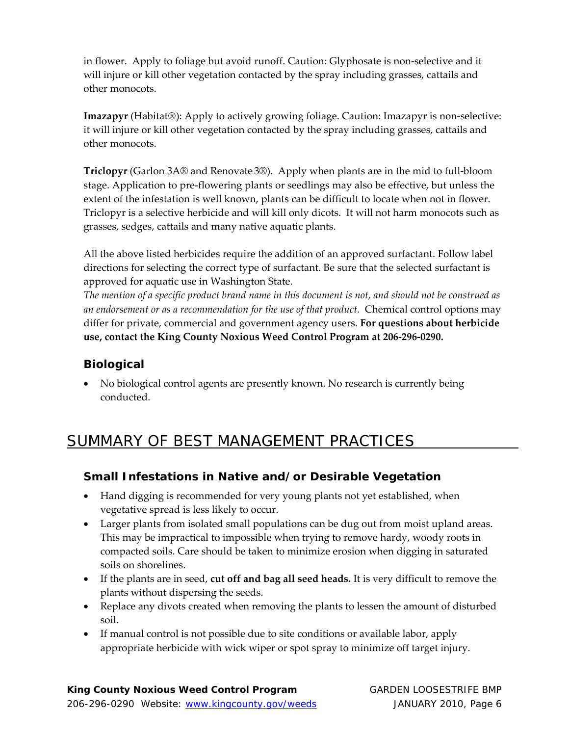in flower. Apply to foliage but avoid runoff. Caution: Glyphosate is non-selective and it will injure or kill other vegetation contacted by the spray including grasses, cattails and other monocots.

**Imazapyr** (Habitat®): Apply to actively growing foliage. Caution: Imazapyr is non-selective: it will injure or kill other vegetation contacted by the spray including grasses, cattails and other monocots.

**Triclopyr** (Garlon 3A® and Renovate 3®). Apply when plants are in the mid to full-bloom stage. Application to pre-flowering plants or seedlings may also be effective, but unless the extent of the infestation is well known, plants can be difficult to locate when not in flower. Triclopyr is a selective herbicide and will kill only dicots. It will not harm monocots such as grasses, sedges, cattails and many native aquatic plants.

All the above listed herbicides require the addition of an approved surfactant. Follow label directions for selecting the correct type of surfactant. Be sure that the selected surfactant is approved for aquatic use in Washington State.
*The mention of a specific product brand name in this document is not, and should not be construed as an endorsement or as a recommendation for the use of that product.* Chemical control options may differ for private, commercial and government agency users. **For questions about herbicide use, contact the King County Noxious Weed Control Program at 206-296-0290.**

### Biological

- No biological control agents are presently known. No research is currently being conducted.

## SUMMARY OF BEST MANAGEMENT PRACTICES

### Small Infestations in Native and/or Desirable Vegetation

- Hand digging is recommended for very young plants not yet established, when vegetative spread is less likely to occur.
- Larger plants from isolated small populations can be dug out from moist upland areas. This may be impractical to impossible when trying to remove hardy, woody roots in compacted soils. Care should be taken to minimize erosion when digging in saturated soils on shorelines.
- If the plants are in seed, **cut off and bag all seed heads.** It is very difficult to remove the plants without dispersing the seeds.
- Replace any divots created when removing the plants to lessen the amount of disturbed soil.
- If manual control is not possible due to site conditions or available labor, apply appropriate herbicide with wick wiper or spot spray to minimize off target injury.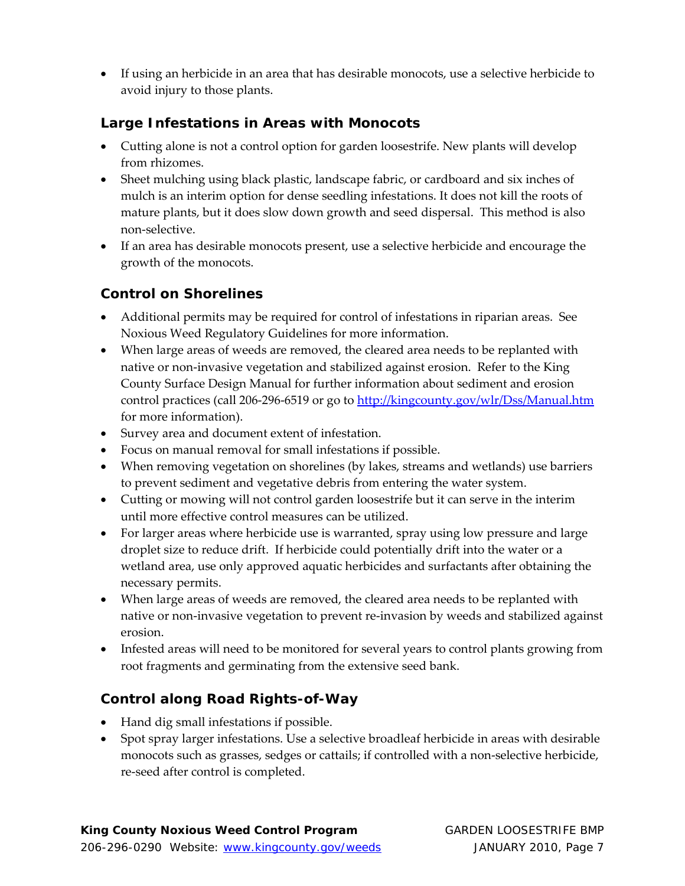- If using an herbicide in an area that has desirable monocots, use a selective herbicide to avoid injury to those plants.

### Large Infestations in Areas with Monocots

- Cutting alone is not a control option for garden loosestrife. New plants will develop from rhizomes.
- Sheet mulching using black plastic, landscape fabric, or cardboard and six inches of mulch is an interim option for dense seedling infestations. It does not kill the roots of mature plants, but it does slow down growth and seed dispersal. This method is also non-selective.
- If an area has desirable monocots present, use a selective herbicide and encourage the growth of the monocots.

### Control on Shorelines

- Additional permits may be required for control of infestations in riparian areas. See Noxious Weed Regulatory Guidelines for more information.
- When large areas of weeds are removed, the cleared area needs to be replanted with native or non-invasive vegetation and stabilized against erosion. Refer to the King County Surface Design Manual for further information about sediment and erosion control practices (call 206-296-6519 or go to [http://kingcounty.gov/wlr/Dss/Manual.htm](http://kingcounty.gov/wlr/Dss/Manual.htm) for more information).
- Survey area and document extent of infestation.
- Focus on manual removal for small infestations if possible.
- When removing vegetation on shorelines (by lakes, streams and wetlands) use barriers to prevent sediment and vegetative debris from entering the water system.
- Cutting or mowing will not control garden loosestrife but it can serve in the interim until more effective control measures can be utilized.
- For larger areas where herbicide use is warranted, spray using low pressure and large droplet size to reduce drift. If herbicide could potentially drift into the water or a wetland area, use only approved aquatic herbicides and surfactants after obtaining the necessary permits.
- When large areas of weeds are removed, the cleared area needs to be replanted with native or non-invasive vegetation to prevent re-invasion by weeds and stabilized against erosion.
- Infested areas will need to be monitored for several years to control plants growing from root fragments and germinating from the extensive seed bank.

### Control along Road Rights-of-Way

- Hand dig small infestations if possible.
- Spot spray larger infestations. Use a selective broadleaf herbicide in areas with desirable monocots such as grasses, sedges or cattails; if controlled with a non-selective herbicide, re-seed after control is completed.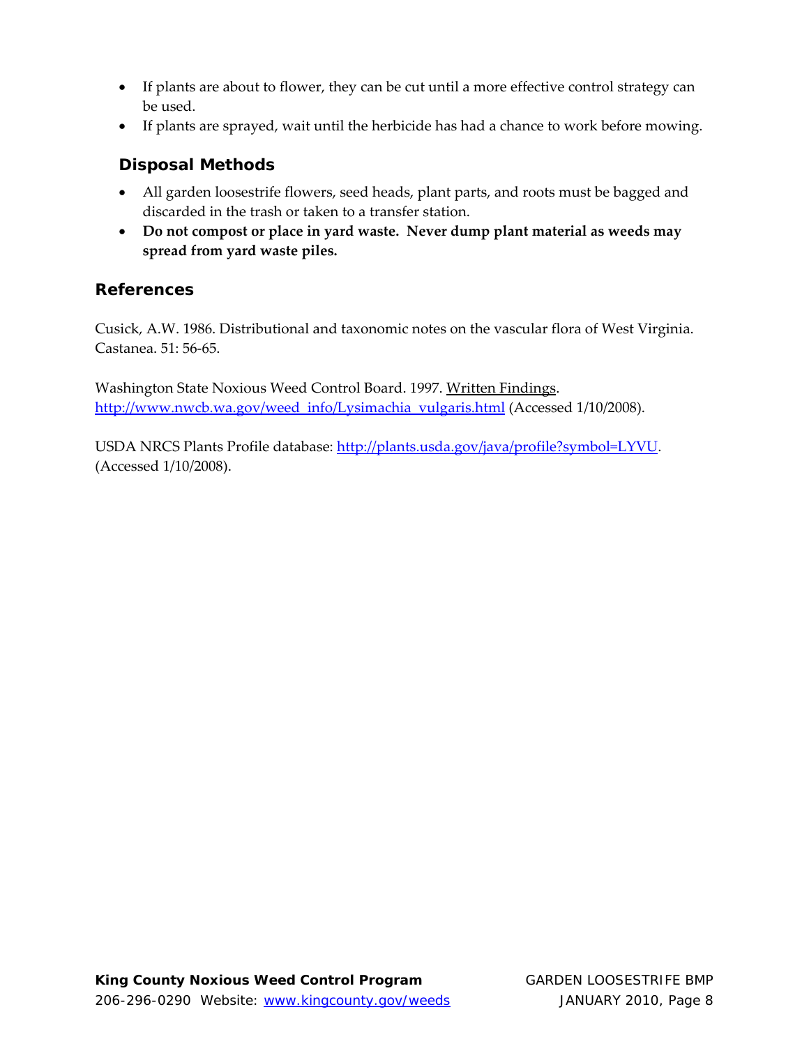- If plants are about to flower, they can be cut until a more effective control strategy can be used.
- If plants are sprayed, wait until the herbicide has had a chance to work before mowing.

### Disposal Methods

- All garden loosestrife flowers, seed heads, plant parts, and roots must be bagged and discarded in the trash or taken to a transfer station.
- **Do not compost or place in yard waste. Never dump plant material as weeds may spread from yard waste piles.**

## References

Cusick, A.W. 1986. Distributional and taxonomic notes on the vascular flora of West Virginia. Castanea. 51: 56-65.

Washington State Noxious Weed Control Board. 1997. Written Findings. http://www.nwcb.wa.gov/weed_info/Lysimachia_vulgaris.html (Accessed 1/10/2008).

USDA NRCS Plants Profile database: http://plants.usda.gov/java/profile?symbol=LYVU. (Accessed 1/10/2008).